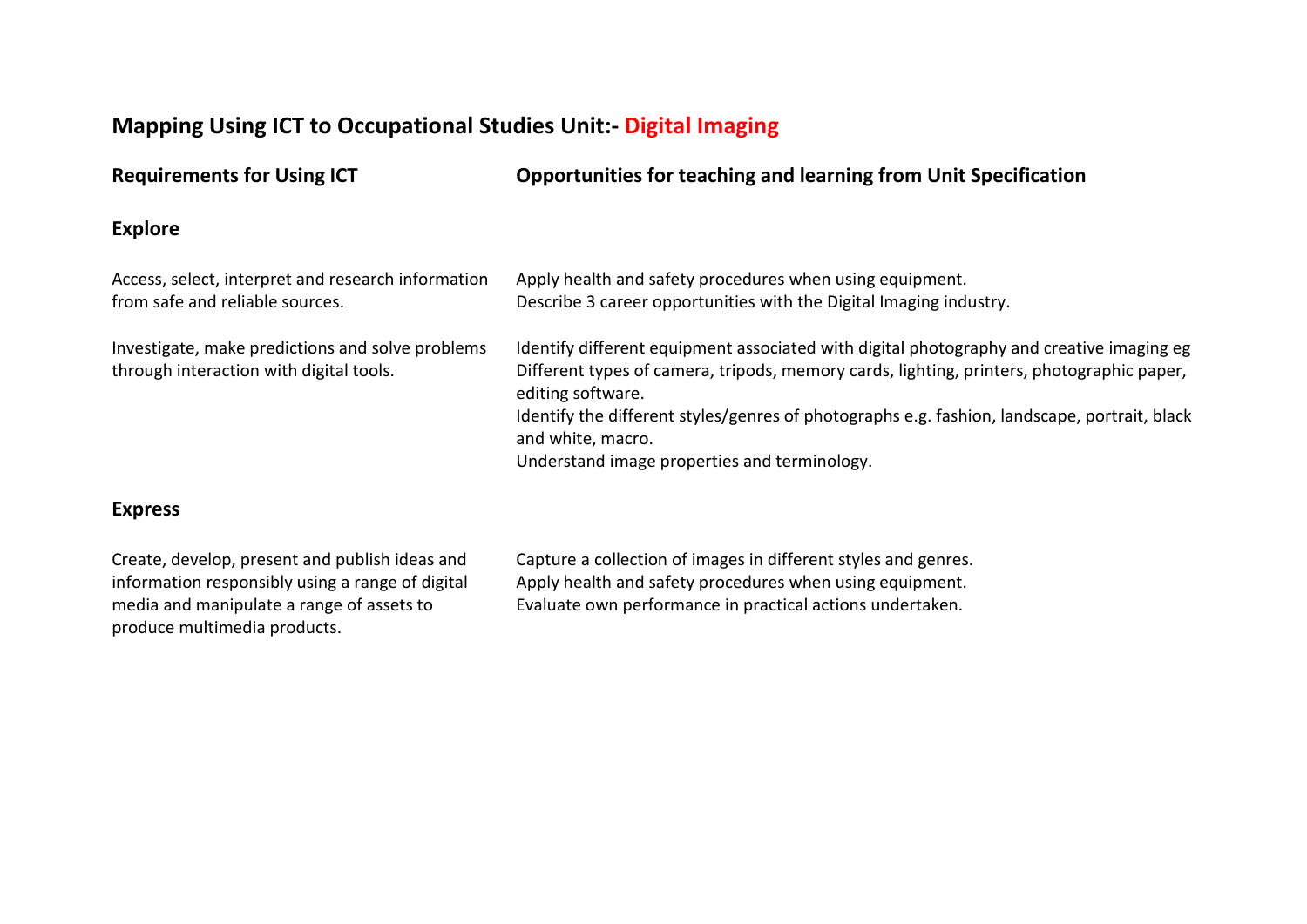# Mapping Using ICT to Occupational Studies Unit:- Digital Imaging

| Requirements for Using ICT | Opportunities for teaching and learning from Unit Specification |
| --- | --- |
| **Explore** | |
| Access, select, interpret and research information from safe and reliable sources. | Apply health and safety procedures when using equipment.<br>Describe 3 career opportunities with the Digital Imaging industry. |
| Investigate, make predictions and solve problems through interaction with digital tools. | Identify different equipment associated with digital photography and creative imaging eg Different types of camera, tripods, memory cards, lighting, printers, photographic paper, editing software.<br>Identify the different styles/genres of photographs e.g. fashion, landscape, portrait, black and white, macro.<br>Understand image properties and terminology. |
| **Express** | |
| Create, develop, present and publish ideas and information responsibly using a range of digital media and manipulate a range of assets to produce multimedia products. | Capture a collection of images in different styles and genres.<br>Apply health and safety procedures when using equipment.<br>Evaluate own performance in practical actions undertaken. |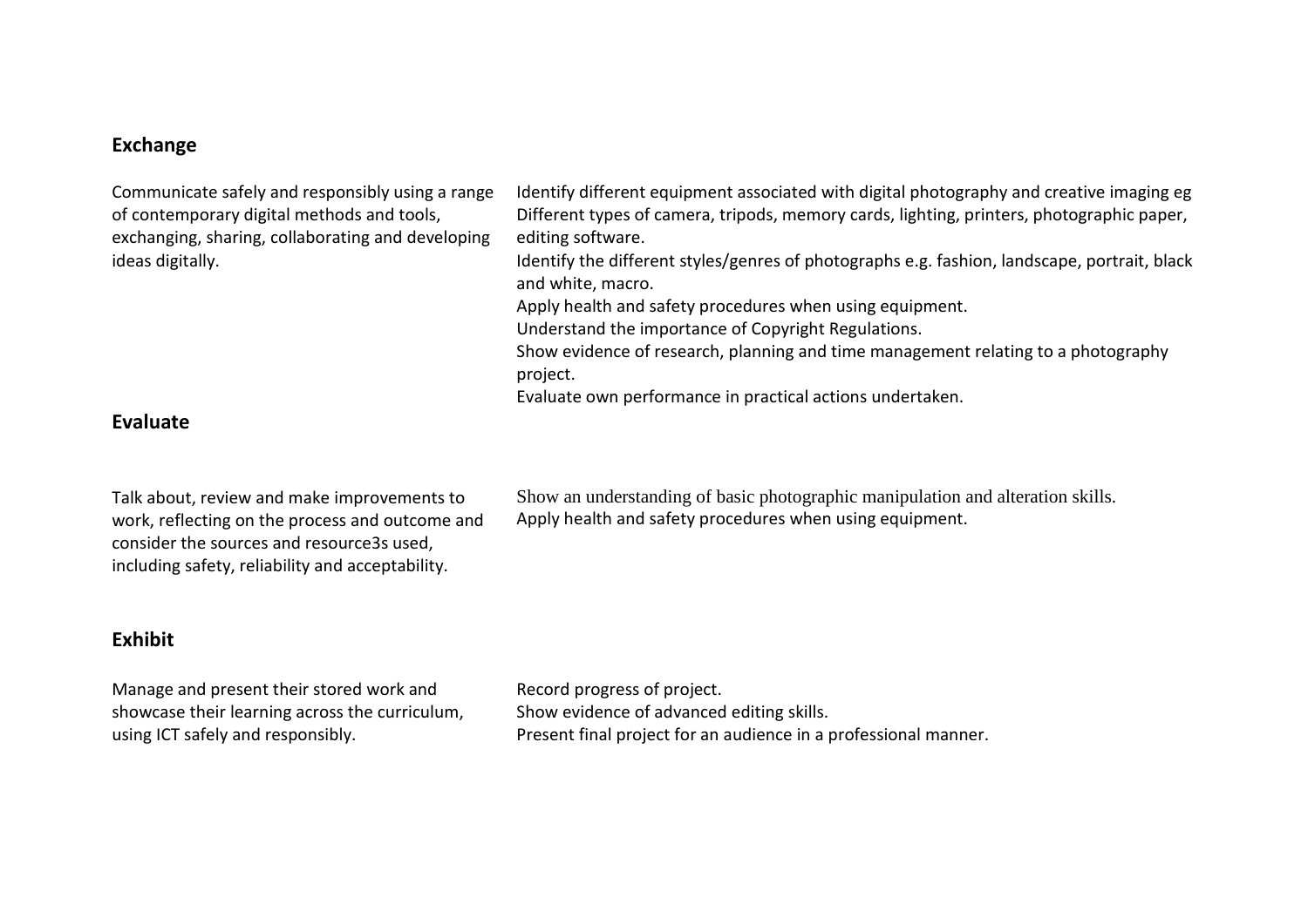## Exchange

| | |
|---|---|
| Communicate safely and responsibly using a range of contemporary digital methods and tools, exchanging, sharing, collaborating and developing ideas digitally. | Identify different equipment associated with digital photography and creative imaging eg Different types of camera, tripods, memory cards, lighting, printers, photographic paper, editing software.<br>Identify the different styles/genres of photographs e.g. fashion, landscape, portrait, black and white, macro.<br>Apply health and safety procedures when using equipment.<br>Understand the importance of Copyright Regulations.<br>Show evidence of research, planning and time management relating to a photography project.<br>Evaluate own performance in practical actions undertaken. |

## Evaluate

| | |
|---|---|
| Talk about, review and make improvements to work, reflecting on the process and outcome and consider the sources and resource3s used, including safety, reliability and acceptability. | Show an understanding of basic photographic manipulation and alteration skills.<br>Apply health and safety procedures when using equipment. |

## Exhibit

| | |
|---|---|
| Manage and present their stored work and showcase their learning across the curriculum, using ICT safely and responsibly. | Record progress of project.<br>Show evidence of advanced editing skills.<br>Present final project for an audience in a professional manner. |